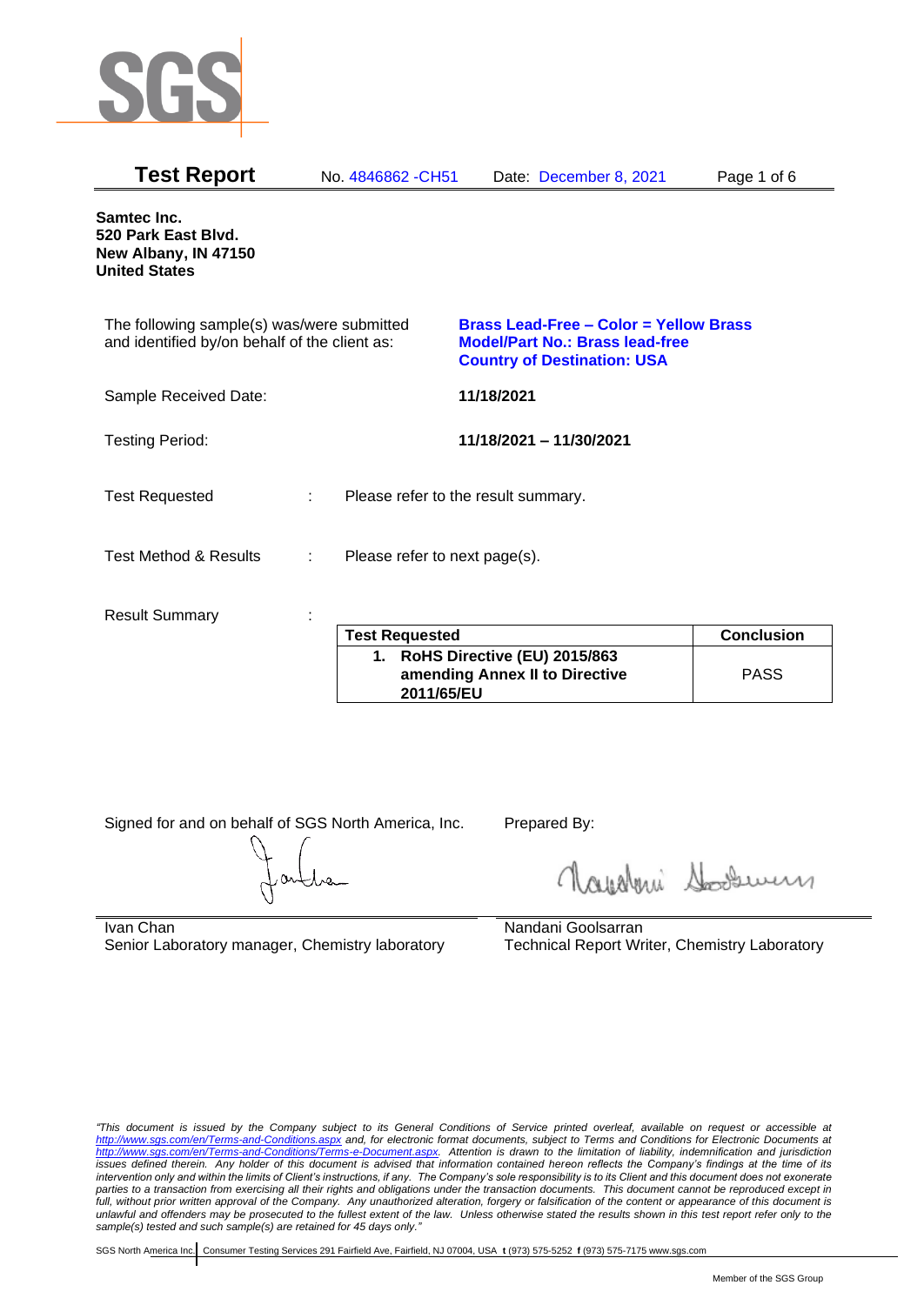# Test Report

No. 4846862 -CH51 Date: December 8, 2021

**Samtec Inc.**
**520 Park East Blvd.**
**New Albany, IN 47150**
**United States**

The following sample(s) was/were submitted and identified by/on behalf of the client as:

**Brass Lead-Free – Color = Yellow Brass**
**Model/Part No.: Brass lead-free**
**Country of Destination: USA**

Sample Received Date: **11/18/2021**

Testing Period: **11/18/2021 – 11/30/2021**

Test Requested : Please refer to the result summary.

Test Method & Results : Please refer to next page(s).

Result Summary :

| Test Requested | Conclusion |
|---|---|
| **1. RoHS Directive (EU) 2015/863 amending Annex II to Directive 2011/65/EU** | PASS |

Signed for and on behalf of SGS North America, Inc.

Ivan Chan
Senior Laboratory manager, Chemistry laboratory

Prepared By:

Nandani Goolsarran
Technical Report Writer, Chemistry Laboratory

*"This document is issued by the Company subject to its General Conditions of Service printed overleaf, available on request or accessible at http://www.sgs.com/en/Terms-and-Conditions.aspx and, for electronic format documents, subject to Terms and Conditions for Electronic Documents at http://www.sgs.com/en/Terms-and-Conditions/Terms-e-Document.aspx. Attention is drawn to the limitation of liability, indemnification and jurisdiction issues defined therein. Any holder of this document is advised that information contained hereon reflects the Company's findings at the time of its intervention only and within the limits of Client's instructions, if any. The Company's sole responsibility is to its Client and this document does not exonerate parties to a transaction from exercising all their rights and obligations under the transaction documents. This document cannot be reproduced except in full, without prior written approval of the Company. Any unauthorized alteration, forgery or falsification of the content or appearance of this document is unlawful and offenders may be prosecuted to the fullest extent of the law. Unless otherwise stated the results shown in this test report refer only to the sample(s) tested and such sample(s) are retained for 45 days only."*

SGS North America Inc. Consumer Testing Services 291 Fairfield Ave, Fairfield, NJ 07004, USA t (973) 575-5252 f (973) 575-7175 www.sgs.com

Member of the SGS Group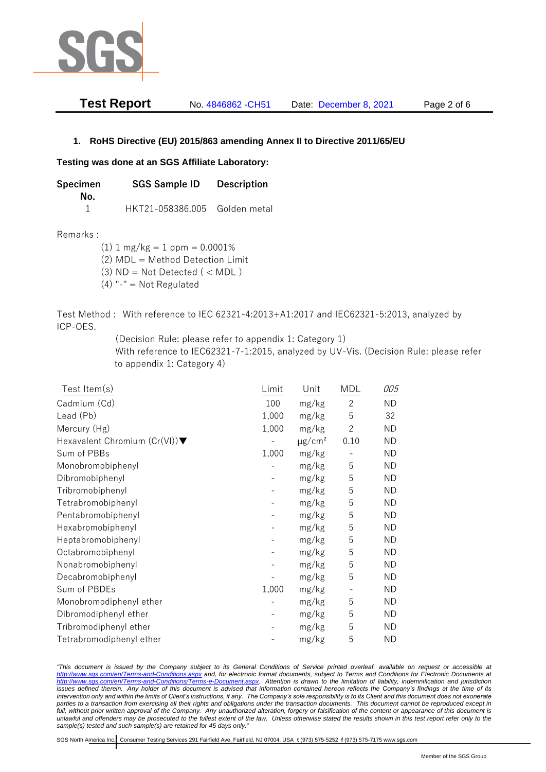## 1. RoHS Directive (EU) 2015/863 amending Annex II to Directive 2011/65/EU

**Testing was done at an SGS Affiliate Laboratory:**

| Specimen No. | SGS Sample ID | Description |
|---|---|---|
| 1 | HKT21-058386.005 | Golden metal |

Remarks :

(1) 1 mg/kg = 1 ppm = 0.0001%
(2) MDL = Method Detection Limit
(3) ND = Not Detected ( < MDL )
(4) "-" = Not Regulated

Test Method : With reference to IEC 62321-4:2013+A1:2017 and IEC62321-5:2013, analyzed by ICP-OES.
(Decision Rule: please refer to appendix 1: Category 1)
With reference to IEC62321-7-1:2015, analyzed by UV-Vis. (Decision Rule: please refer to appendix 1: Category 4)

| Test Item(s) | Limit | Unit | MDL | *005* |
|---|---|---|---|---|
| Cadmium (Cd) | 100 | mg/kg | 2 | ND |
| Lead (Pb) | 1,000 | mg/kg | 5 | 32 |
| Mercury (Hg) | 1,000 | mg/kg | 2 | ND |
| Hexavalent Chromium (Cr(VI))▼ | - | μg/cm² | 0.10 | ND |
| Sum of PBBs | 1,000 | mg/kg | - | ND |
| Monobromobiphenyl | - | mg/kg | 5 | ND |
| Dibromobiphenyl | - | mg/kg | 5 | ND |
| Tribromobiphenyl | - | mg/kg | 5 | ND |
| Tetrabromobiphenyl | - | mg/kg | 5 | ND |
| Pentabromobiphenyl | - | mg/kg | 5 | ND |
| Hexabromobiphenyl | - | mg/kg | 5 | ND |
| Heptabromobiphenyl | - | mg/kg | 5 | ND |
| Octabromobiphenyl | - | mg/kg | 5 | ND |
| Nonabromobiphenyl | - | mg/kg | 5 | ND |
| Decabromobiphenyl | - | mg/kg | 5 | ND |
| Sum of PBDEs | 1,000 | mg/kg | - | ND |
| Monobromodiphenyl ether | - | mg/kg | 5 | ND |
| Dibromodiphenyl ether | - | mg/kg | 5 | ND |
| Tribromodiphenyl ether | - | mg/kg | 5 | ND |
| Tetrabromodiphenyl ether | - | mg/kg | 5 | ND |

*"This document is issued by the Company subject to its General Conditions of Service printed overleaf, available on request or accessible at http://www.sgs.com/en/Terms-and-Conditions.aspx and, for electronic format documents, subject to Terms and Conditions for Electronic Documents at http://www.sgs.com/en/Terms-and-Conditions/Terms-e-Document.aspx. Attention is drawn to the limitation of liability, indemnification and jurisdiction issues defined therein. Any holder of this document is advised that information contained hereon reflects the Company's findings at the time of its intervention only and within the limits of Client's instructions, if any. The Company's sole responsibility is to its Client and this document does not exonerate parties to a transaction from exercising all their rights and obligations under the transaction documents. This document cannot be reproduced except in full, without prior written approval of the Company. Any unauthorized alteration, forgery or falsification of the content or appearance of this document is unlawful and offenders may be prosecuted to the fullest extent of the law. Unless otherwise stated the results shown in this test report refer only to the sample(s) tested and such sample(s) are retained for 45 days only."*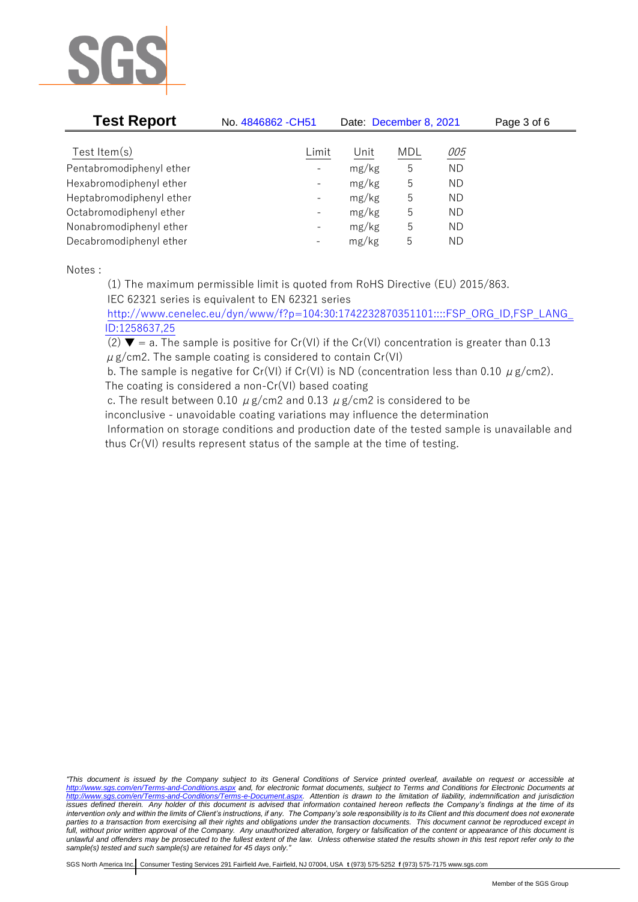| Test Item(s) | Limit | Unit | MDL | *005* |
|---|---|---|---|---|
| Pentabromodiphenyl ether | - | mg/kg | 5 | ND |
| Hexabromodiphenyl ether | - | mg/kg | 5 | ND |
| Heptabromodiphenyl ether | - | mg/kg | 5 | ND |
| Octabromodiphenyl ether | - | mg/kg | 5 | ND |
| Nonabromodiphenyl ether | - | mg/kg | 5 | ND |
| Decabromodiphenyl ether | - | mg/kg | 5 | ND |

Notes :

(1) The maximum permissible limit is quoted from RoHS Directive (EU) 2015/863.
IEC 62321 series is equivalent to EN 62321 series
http://www.cenelec.eu/dyn/www/f?p=104:30:1742232870351101::::FSP_ORG_ID,FSP_LANG_ID:1258637,25

(2) ▼ = a. The sample is positive for Cr(VI) if the Cr(VI) concentration is greater than 0.13 $\mu$g/cm2. The sample coating is considered to contain Cr(VI)
b. The sample is negative for Cr(VI) if Cr(VI) is ND (concentration less than 0.10 $\mu$g/cm2). The coating is considered a non-Cr(VI) based coating
c. The result between 0.10 $\mu$g/cm2 and 0.13 $\mu$g/cm2 is considered to be inconclusive - unavoidable coating variations may influence the determination
Information on storage conditions and production date of the tested sample is unavailable and thus Cr(VI) results represent status of the sample at the time of testing.

*"This document is issued by the Company subject to its General Conditions of Service printed overleaf, available on request or accessible at http://www.sgs.com/en/Terms-and-Conditions.aspx and, for electronic format documents, subject to Terms and Conditions for Electronic Documents at http://www.sgs.com/en/Terms-and-Conditions/Terms-e-Document.aspx. Attention is drawn to the limitation of liability, indemnification and jurisdiction issues defined therein. Any holder of this document is advised that information contained hereon reflects the Company's findings at the time of its intervention only and within the limits of Client's instructions, if any. The Company's sole responsibility is to its Client and this document does not exonerate parties to a transaction from exercising all their rights and obligations under the transaction documents. This document cannot be reproduced except in full, without prior written approval of the Company. Any unauthorized alteration, forgery or falsification of the content or appearance of this document is unlawful and offenders may be prosecuted to the fullest extent of the law. Unless otherwise stated the results shown in this test report refer only to the sample(s) tested and such sample(s) are retained for 45 days only."*

SGS North America Inc. | Consumer Testing Services 291 Fairfield Ave, Fairfield, NJ 07004, USA **t** (973) 575-5252 **f** (973) 575-7175 www.sgs.com

Member of the SGS Group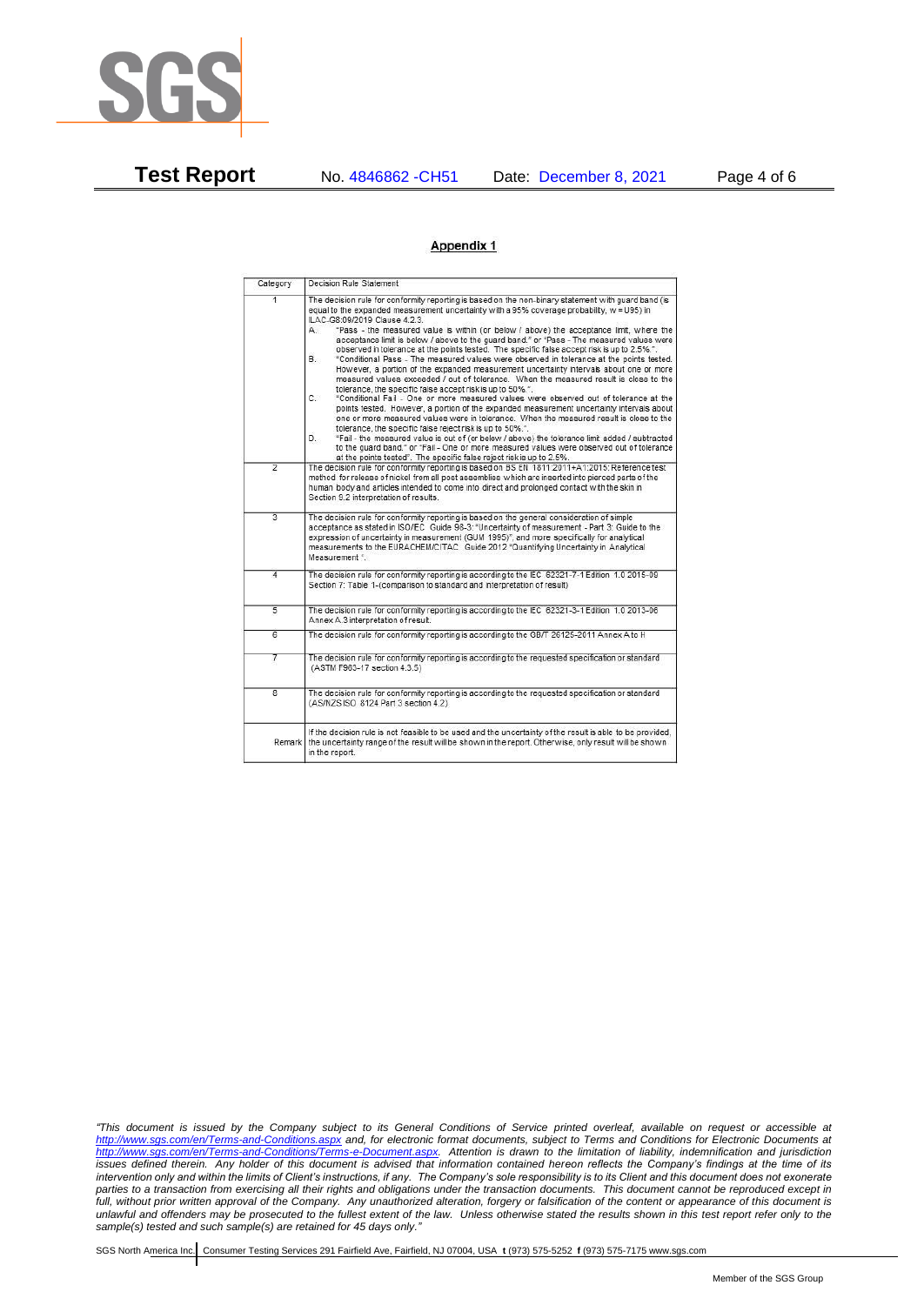## Appendix 1

| Category | Decision Rule Statement |
|---|---|
| 1 | The decision rule for conformity reporting is based on the non-binary statement with guard band (is equal to the expanded measurement uncertainty with a 95% coverage probability, w = U95) in ILAC-G8:09/2019 Clause 4.2.3.<br>A. "Pass - the measured value is within (or below / above) the acceptance limit, where the acceptance limit is below / above to the guard band." or "Pass - The measured values were observed in tolerance at the points tested. The specific false accept risk is up to 2.5%.".<br>B. "Conditional Pass - The measured values were observed in tolerance at the points tested. However, a portion of the expanded measurement uncertainty intervals about one or more measured values exceeded / out of tolerance. When the measured result is close to the tolerance, the specific false accept risk is up to 50%.".<br>C. "Conditional Fail - One or more measured values were observed out of tolerance at the points tested. However, a portion of the expanded measurement uncertainty intervals about one or more measured values were in tolerance. When the measured result is close to the tolerance, the specific false reject risk is up to 50%.".<br>D. "Fail - the measured value is out of (or below / above) the tolerance limit added / subtracted to the guard band." or "Fail - One or more measured values were observed out of tolerance at the points tested". The specific false reject risk is up to 2.5%. |
| 2 | The decision rule for conformity reporting is based on BS EN 1811:2011+A1:2015: Reference test method for release of nickel from all post assemblies which are inserted into pierced parts of the human body and articles intended to come into direct and prolonged contact with the skin in Section 9.2 interpretation of results. |
| 3 | The decision rule for conformity reporting is based on the general consideration of simple acceptance as stated in ISO/IEC Guide 98-3: "Uncertainty of measurement - Part 3: Guide to the expression of uncertainty in measurement (GUM 1995)", and more specifically for analytical measurements to the EURACHEM/CITAC Guide 2012 "Quantifying Uncertainty in Analytical Measurement ". |
| 4 | The decision rule for conformity reporting is according to the IEC 62321-7-1 Edition 1.0 2015-09 Section 7: Table 1-(comparison to standard and interpretation of result) |
| 5 | The decision rule for conformity reporting is according to the IEC 62321-3-1 Edition 1.0 2013-06 Annex A.3 interpretation of result. |
| 6 | The decision rule for conformity reporting is according to the GB/T 26125-2011 Annex A to H |
| 7 | The decision rule for conformity reporting is according to the requested specification or standard (ASTM F963-17 section 4.3.5) |
| 8 | The decision rule for conformity reporting is according to the requested specification or standard (AS/NZS ISO 8124 Part 3 section 4.2) |
| Remark | If the decision rule is not feasible to be used and the uncertainty of the result is able to be provided, the uncertainty range of the result will be shown in the report. Otherwise, only result will be shown in the report. |

*"This document is issued by the Company subject to its General Conditions of Service printed overleaf, available on request or accessible at http://www.sgs.com/en/Terms-and-Conditions.aspx and, for electronic format documents, subject to Terms and Conditions for Electronic Documents at http://www.sgs.com/en/Terms-and-Conditions/Terms-e-Document.aspx. Attention is drawn to the limitation of liability, indemnification and jurisdiction issues defined therein. Any holder of this document is advised that information contained hereon reflects the Company's findings at the time of its intervention only and within the limits of Client's instructions, if any. The Company's sole responsibility is to its Client and this document does not exonerate parties to a transaction from exercising all their rights and obligations under the transaction documents. This document cannot be reproduced except in full, without prior written approval of the Company. Any unauthorized alteration, forgery or falsification of the content or appearance of this document is unlawful and offenders may be prosecuted to the fullest extent of the law. Unless otherwise stated the results shown in this test report refer only to the sample(s) tested and such sample(s) are retained for 45 days only."*

SGS North America Inc. | Consumer Testing Services 291 Fairfield Ave, Fairfield, NJ 07004, USA **t** (973) 575-5252 **f** (973) 575-7175 www.sgs.com

Member of the SGS Group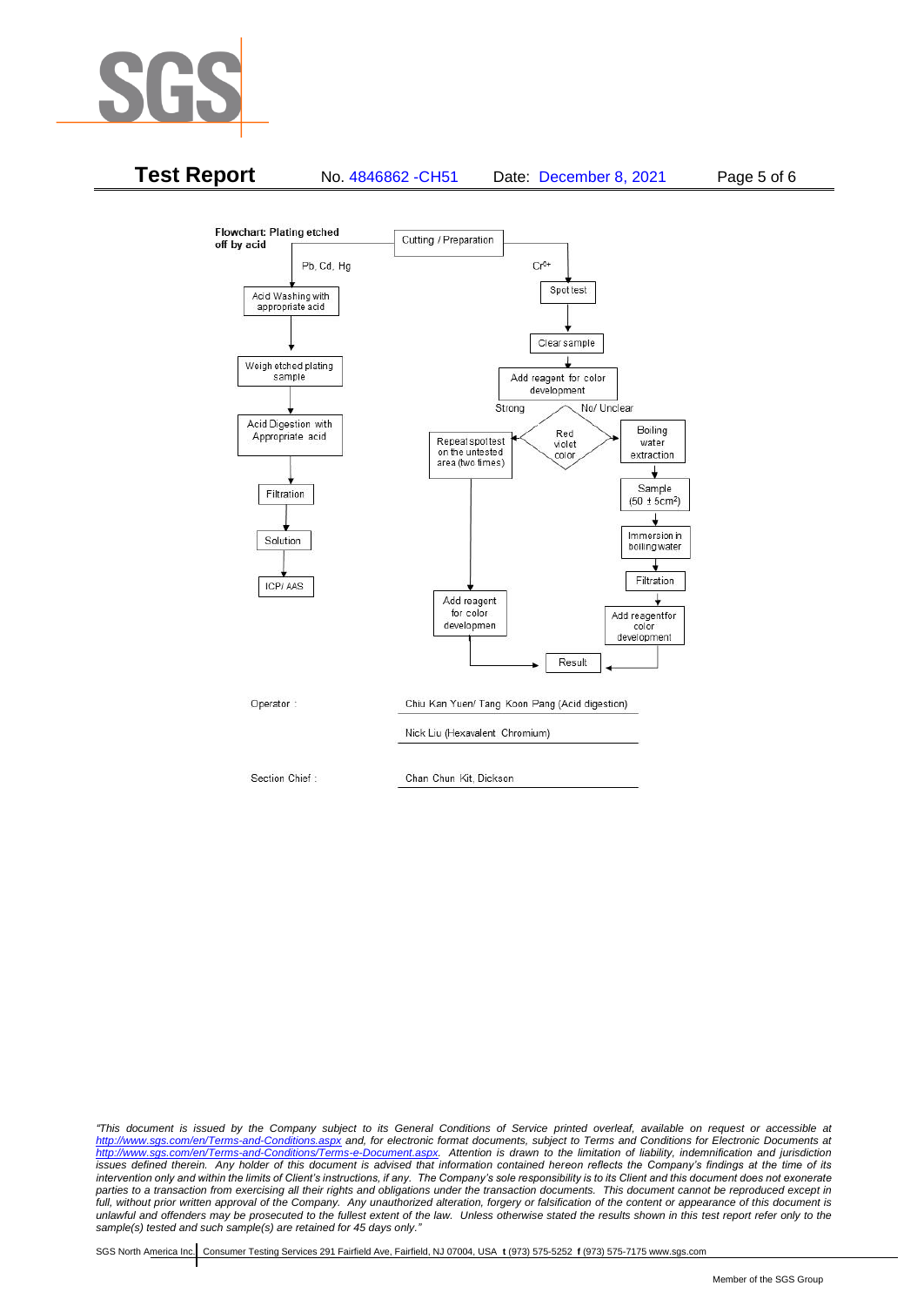**Flowchart: Plating etched off by acid**

Cutting / Preparation

**Pb, Cd, Hg**

- Acid Washing with appropriate acid
- Weigh etched plating sample
- Acid Digestion with Appropriate acid
- Filtration
- Solution
- ICP/ AAS

**$Cr^{6+}$**

- Spot test
- Clear sample
- Add reagent for color development
- Red violet color?
  - Strong → Repeat spot test on the untested area (two times) → Add reagent for color developmen → Result
  - No/ Unclear → Boiling water extraction → Sample ($50 \pm 5cm^2$) → Immersion in boiling water → Filtration → Add reagent for color development → Result

Operator : Chiu Kan Yuen/ Tang Koon Pang (Acid digestion)

Nick Liu (Hexavalent Chromium)

Section Chief : Chan Chun Kit, Dickson

*"This document is issued by the Company subject to its General Conditions of Service printed overleaf, available on request or accessible at http://www.sgs.com/en/Terms-and-Conditions.aspx and, for electronic format documents, subject to Terms and Conditions for Electronic Documents at http://www.sgs.com/en/Terms-and-Conditions/Terms-e-Document.aspx. Attention is drawn to the limitation of liability, indemnification and jurisdiction issues defined therein. Any holder of this document is advised that information contained hereon reflects the Company's findings at the time of its intervention only and within the limits of Client's instructions, if any. The Company's sole responsibility is to its Client and this document does not exonerate parties to a transaction from exercising all their rights and obligations under the transaction documents. This document cannot be reproduced except in full, without prior written approval of the Company. Any unauthorized alteration, forgery or falsification of the content or appearance of this document is unlawful and offenders may be prosecuted to the fullest extent of the law. Unless otherwise stated the results shown in this test report refer only to the sample(s) tested and such sample(s) are retained for 45 days only."*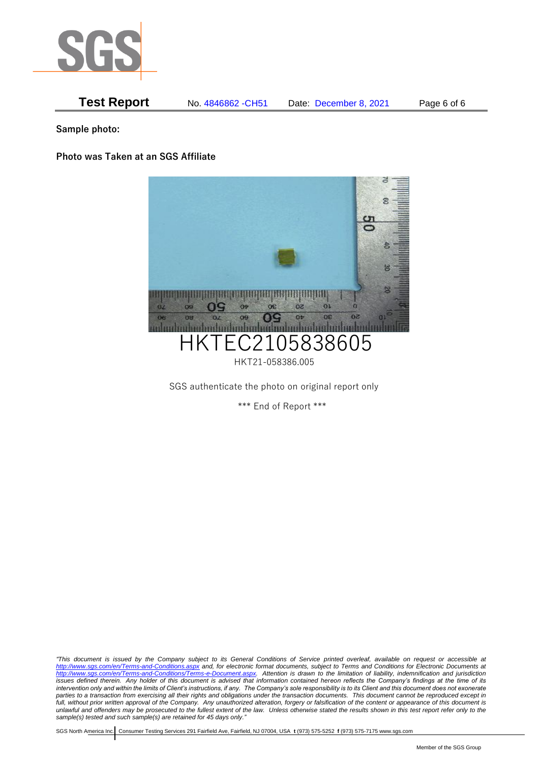**Sample photo:**

**Photo was Taken at an SGS Affiliate**

HKTEC2105838605

HKT21-058386.005

SGS authenticate the photo on original report only

*** End of Report ***

*"This document is issued by the Company subject to its General Conditions of Service printed overleaf, available on request or accessible at http://www.sgs.com/en/Terms-and-Conditions.aspx and, for electronic format documents, subject to Terms and Conditions for Electronic Documents at http://www.sgs.com/en/Terms-and-Conditions/Terms-e-Document.aspx. Attention is drawn to the limitation of liability, indemnification and jurisdiction issues defined therein. Any holder of this document is advised that information contained hereon reflects the Company's findings at the time of its intervention only and within the limits of Client's instructions, if any. The Company's sole responsibility is to its Client and this document does not exonerate parties to a transaction from exercising all their rights and obligations under the transaction documents. This document cannot be reproduced except in full, without prior written approval of the Company. Any unauthorized alteration, forgery or falsification of the content or appearance of this document is unlawful and offenders may be prosecuted to the fullest extent of the law. Unless otherwise stated the results shown in this test report refer only to the sample(s) tested and such sample(s) are retained for 45 days only."*